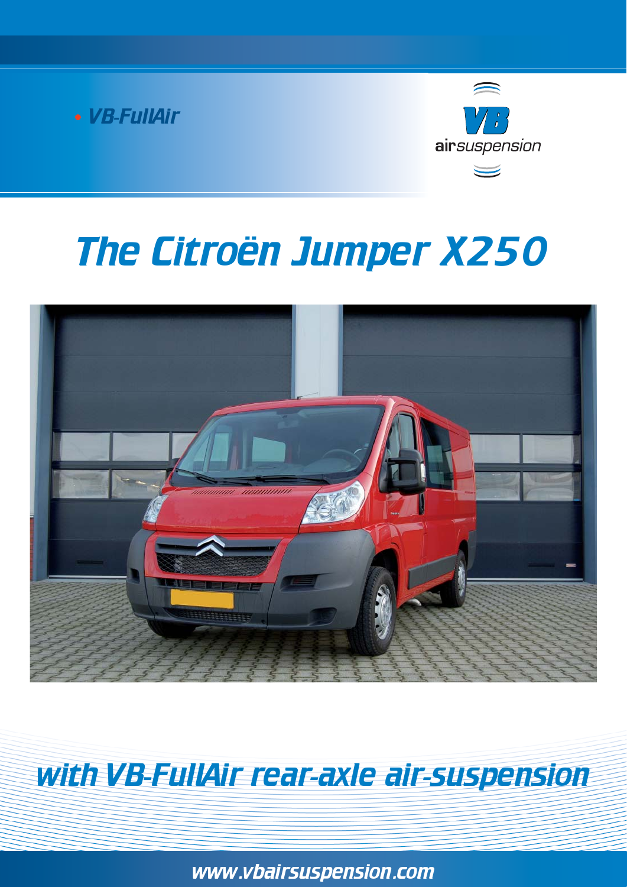• VB-FullAir

VB airsuspension

# The Citroën Jumper X250

## with VB-FullAir rear-axle air-suspension

www.vbairsuspension.com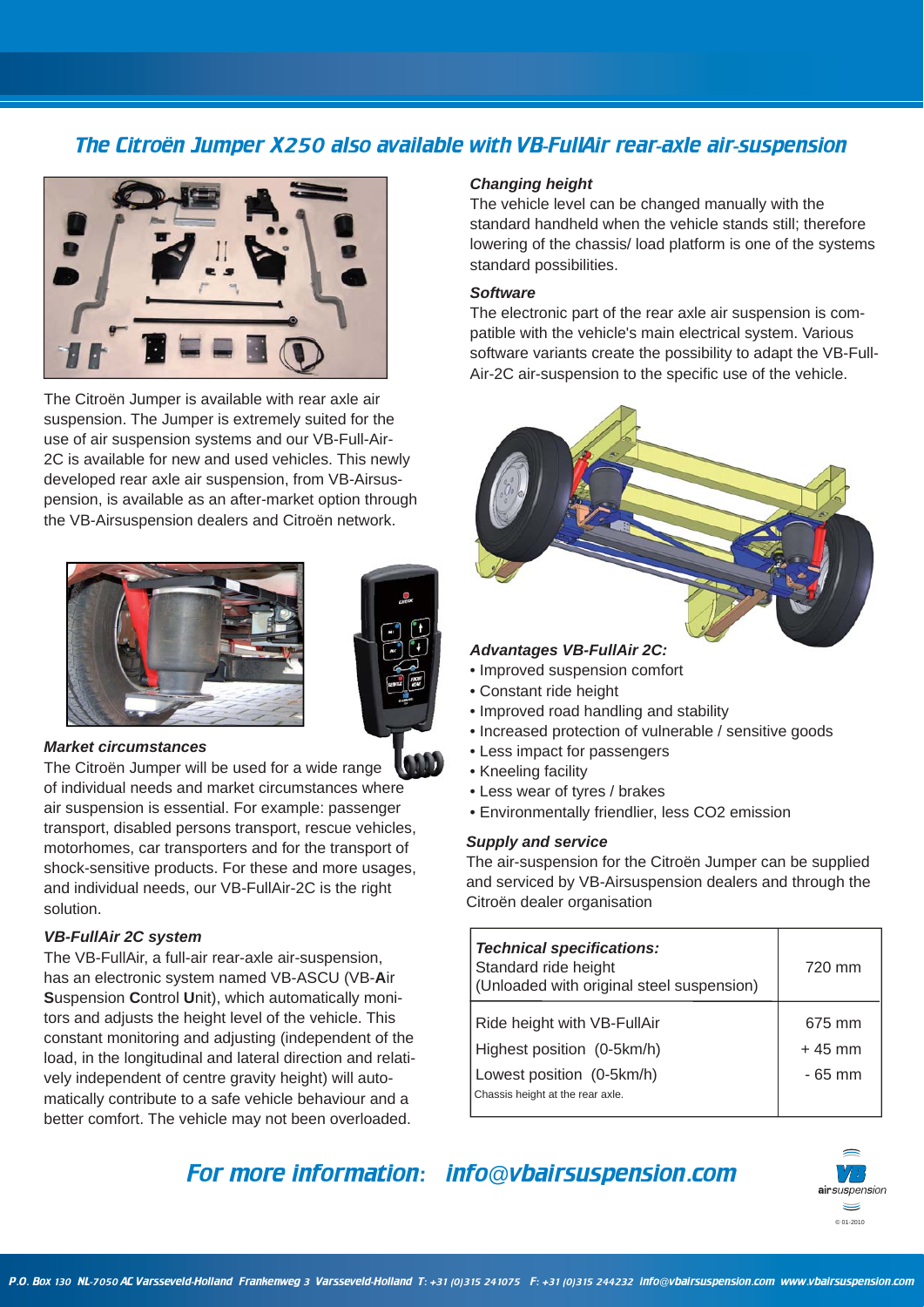# The Citroën Jumper X250 also available with VB-FullAir rear-axle air-suspension

The Citroën Jumper is available with rear axle air suspension. The Jumper is extremely suited for the use of air suspension systems and our VB-Full-Air-2C is available for new and used vehicles. This newly developed rear axle air suspension, from VB-Airsuspension, is available as an after-market option through the VB-Airsuspension dealers and Citroën network.

### Market circumstances

The Citroën Jumper will be used for a wide range of individual needs and market circumstances where air suspension is essential. For example: passenger transport, disabled persons transport, rescue vehicles, motorhomes, car transporters and for the transport of shock-sensitive products. For these and more usages, and individual needs, our VB-FullAir-2C is the right solution.

### VB-FullAir 2C system

The VB-FullAir, a full-air rear-axle air-suspension, has an electronic system named VB-ASCU (VB-**A**ir **S**uspension **C**ontrol **U**nit), which automatically monitors and adjusts the height level of the vehicle. This constant monitoring and adjusting (independent of the load, in the longitudinal and lateral direction and relatively independent of centre gravity height) will automatically contribute to a safe vehicle behaviour and a better comfort. The vehicle may not been overloaded.

### Changing height

The vehicle level can be changed manually with the standard handheld when the vehicle stands still; therefore lowering of the chassis/ load platform is one of the systems standard possibilities.

### Software

The electronic part of the rear axle suspension is compatible with the vehicle's main electrical system. Various software variants create the possibility to adapt the VB-Full-Air-2C air-suspension to the specific use of the vehicle.

### Advantages VB-FullAir 2C:

- Improved suspension comfort
- Constant ride height
- Improved road handling and stability
- Increased protection of vulnerable / sensitive goods
- Less impact for passengers
- Kneeling facility
- Less wear of tyres / brakes
- Environmentally friendlier, less CO2 emission

### Supply and service

The air-suspension for the Citroën Jumper can be supplied and serviced by VB-Airsuspension dealers and through the Citroën dealer organisation

| | |
|---|---|
| ***Technical specifications:*** Standard ride height (Unloaded with original steel suspension) | 720 mm |
| Ride height with VB-FullAir | 675 mm |
| Highest position (0-5km/h) | + 45 mm |
| Lowest position (0-5km/h) | - 65 mm |
| Chassis height at the rear axle. | |

## For more information: info@vbairsuspension.com

© 01-2010

P.O. Box 130 NL-7050 AC Varsseveld-Holland Frankenweg 3 Varsseveld-Holland T: +31 (0)315 241075 F: +31 (0)315 244232 info@vbairsuspension.com www.vbairsuspension.com